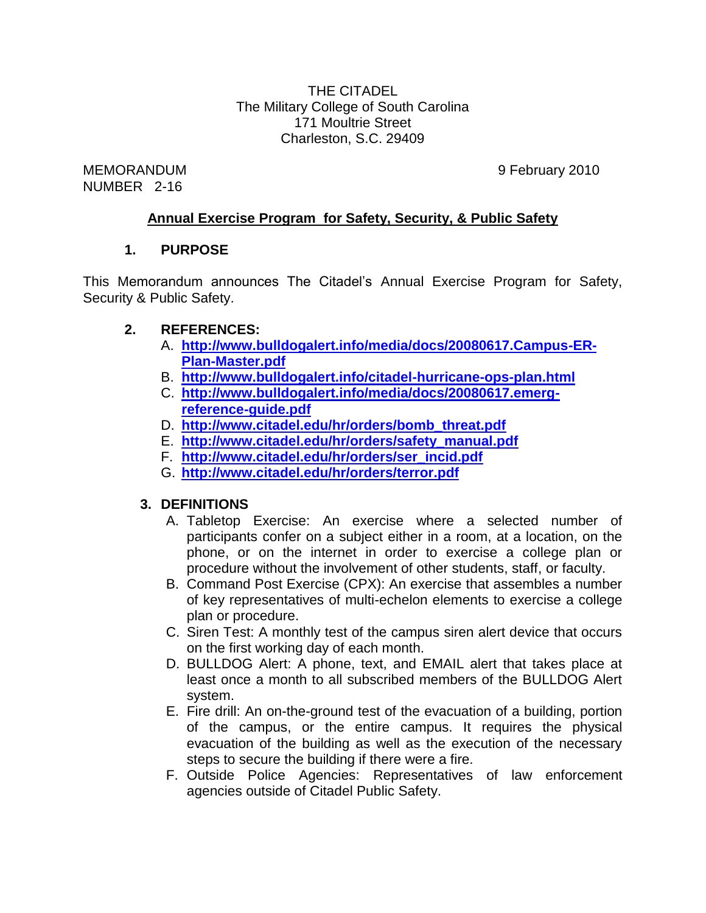THE CITADEL
The Military College of South Carolina
171 Moultrie Street
Charleston, S.C. 29409

MEMORANDUM
NUMBER 2-16

9 February 2010

## Annual Exercise Program for Safety, Security, & Public Safety

### 1. PURPOSE

This Memorandum announces The Citadel's Annual Exercise Program for Safety, Security & Public Safety.

### 2. REFERENCES:

A. **http://www.bulldogalert.info/media/docs/20080617.Campus-ER-Plan-Master.pdf**
B. **http://www.bulldogalert.info/citadel-hurricane-ops-plan.html**
C. **http://www.bulldogalert.info/media/docs/20080617.emerg-reference-guide.pdf**
D. **http://www.citadel.edu/hr/orders/bomb_threat.pdf**
E. **http://www.citadel.edu/hr/orders/safety_manual.pdf**
F. **http://www.citadel.edu/hr/orders/ser_incid.pdf**
G. **http://www.citadel.edu/hr/orders/terror.pdf**

### 3. DEFINITIONS

A. Tabletop Exercise: An exercise where a selected number of participants confer on a subject either in a room, at a location, on the phone, or on the internet in order to exercise a college plan or procedure without the involvement of other students, staff, or faculty.
B. Command Post Exercise (CPX): An exercise that assembles a number of key representatives of multi-echelon elements to exercise a college plan or procedure.
C. Siren Test: A monthly test of the campus siren alert device that occurs on the first working day of each month.
D. BULLDOG Alert: A phone, text, and EMAIL alert that takes place at least once a month to all subscribed members of the BULLDOG Alert system.
E. Fire drill: An on-the-ground test of the evacuation of a building, portion of the campus, or the entire campus. It requires the physical evacuation of the building as well as the execution of the necessary steps to secure the building if there were a fire.
F. Outside Police Agencies: Representatives of law enforcement agencies outside of Citadel Public Safety.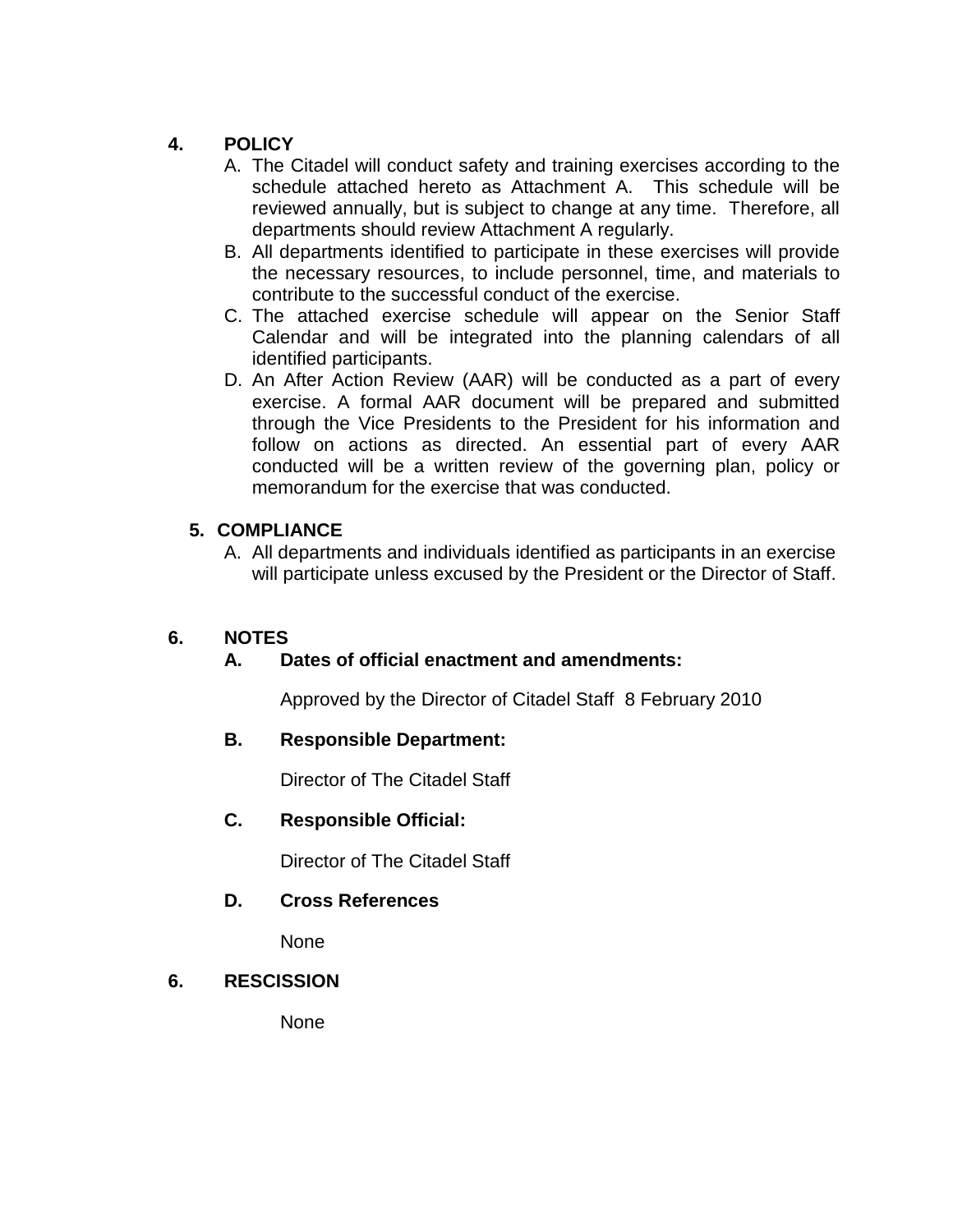## 4. POLICY

A. The Citadel will conduct safety and training exercises according to the schedule attached hereto as Attachment A. This schedule will be reviewed annually, but is subject to change at any time. Therefore, all departments should review Attachment A regularly.

B. All departments identified to participate in these exercises will provide the necessary resources, to include personnel, time, and materials to contribute to the successful conduct of the exercise.

C. The attached exercise schedule will appear on the Senior Staff Calendar and will be integrated into the planning calendars of all identified participants.

D. An After Action Review (AAR) will be conducted as a part of every exercise. A formal AAR document will be prepared and submitted through the Vice Presidents to the President for his information and follow on actions as directed. An essential part of every AAR conducted will be a written review of the governing plan, policy or memorandum for the exercise that was conducted.

## 5. COMPLIANCE

A. All departments and individuals identified as participants in an exercise will participate unless excused by the President or the Director of Staff.

## 6. NOTES

### A. Dates of official enactment and amendments:

Approved by the Director of Citadel Staff 8 February 2010

### B. Responsible Department:

Director of The Citadel Staff

### C. Responsible Official:

Director of The Citadel Staff

### D. Cross References

None

## 6. RESCISSION

None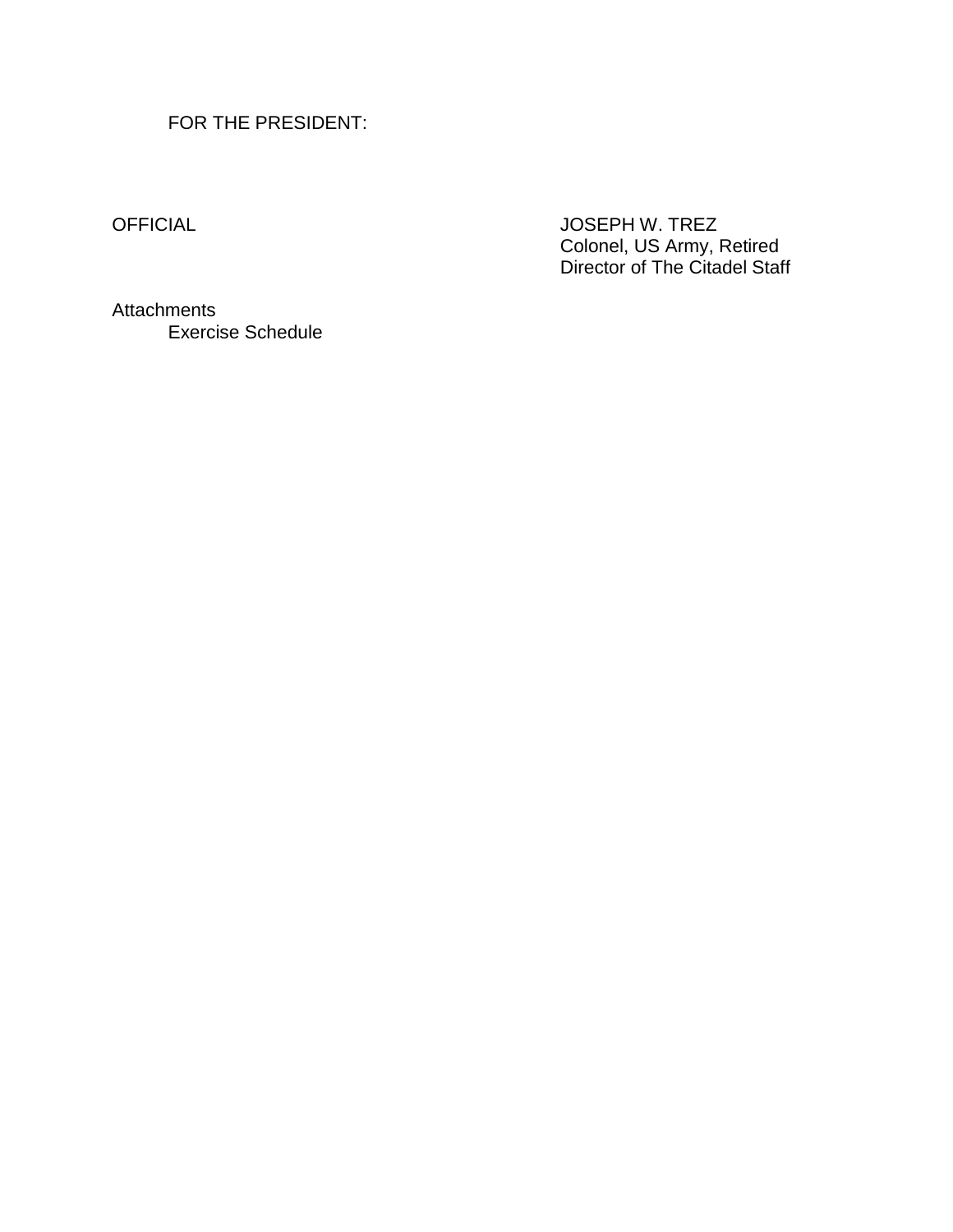FOR THE PRESIDENT:

OFFICIAL

JOSEPH W. TREZ
Colonel, US Army, Retired
Director of The Citadel Staff

Attachments
Exercise Schedule